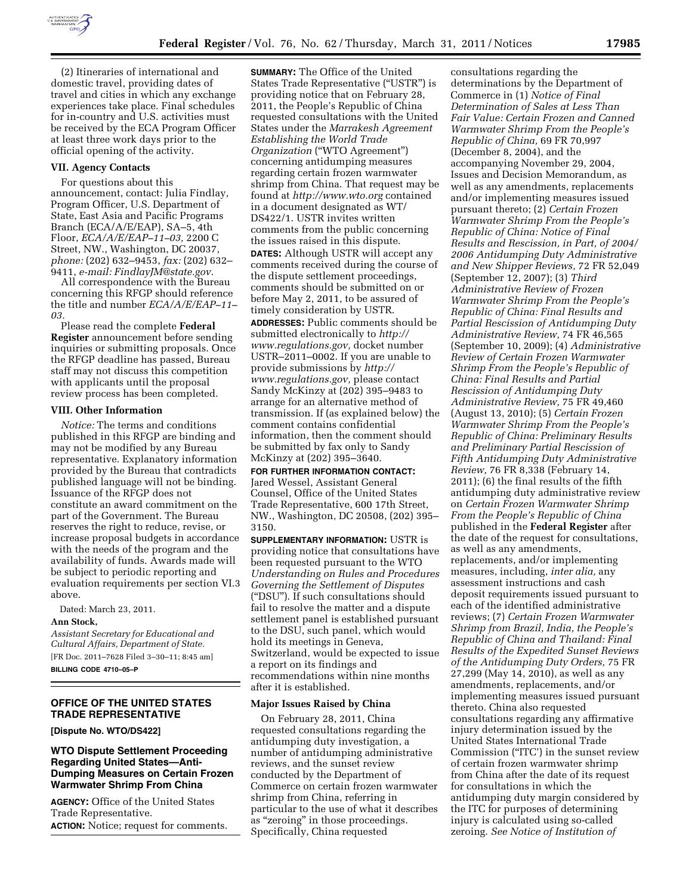(2) Itineraries of international and domestic travel, providing dates of travel and cities in which any exchange experiences take place. Final schedules for in-country and U.S. activities must be received by the ECA Program Officer at least three work days prior to the official opening of the activity.

### VII. Agency Contacts

For questions about this announcement, contact: Julia Findlay, Program Officer, U.S. Department of State, East Asia and Pacific Programs Branch (ECA/A/E/EAP), SA–5, 4th Floor, *ECA/A/E/EAP–11–03,* 2200 C Street, NW., Washington, DC 20037, *phone:* (202) 632–9453, *fax:* (202) 632–9411, *e-mail: FindlayJM@state.gov*.

All correspondence with the Bureau concerning this RFGP should reference the title and number *ECA/A/E/EAP–11–03.*

Please read the complete **Federal Register** announcement before sending inquiries or submitting proposals. Once the RFGP deadline has passed, Bureau staff may not discuss this competition with applicants until the proposal review process has been completed.

### VIII. Other Information

*Notice:* The terms and conditions published in this RFGP are binding and may not be modified by any Bureau representative. Explanatory information provided by the Bureau that contradicts published language will not be binding. Issuance of the RFGP does not constitute an award commitment on the part of the Government. The Bureau reserves the right to reduce, revise, or increase proposal budgets in accordance with the needs of the program and the availability of funds. Awards made will be subject to periodic reporting and evaluation requirements per section VI.3 above.

Dated: March 23, 2011.

**Ann Stock,**

*Assistant Secretary for Educational and Cultural Affairs, Department of State.*

[FR Doc. 2011–7628 Filed 3–30–11; 8:45 am]

**BILLING CODE 4710–05–P**

## OFFICE OF THE UNITED STATES TRADE REPRESENTATIVE

**[Dispute No. WTO/DS422]**

## WTO Dispute Settlement Proceeding Regarding United States—Anti-Dumping Measures on Certain Frozen Warmwater Shrimp From China

**AGENCY:** Office of the United States Trade Representative.

**ACTION:** Notice; request for comments.

**SUMMARY:** The Office of the United States Trade Representative ("USTR") is providing notice that on February 28, 2011, the People's Republic of China requested consultations with the United States under the *Marrakesh Agreement Establishing the World Trade Organization* ("WTO Agreement") concerning antidumping measures regarding certain frozen warmwater shrimp from China. That request may be found at *http://www.wto.org* contained in a document designated as WT/DS422/1. USTR invites written comments from the public concerning the issues raised in this dispute.

**DATES:** Although USTR will accept any comments received during the course of the dispute settlement proceedings, comments should be submitted on or before May 2, 2011, to be assured of timely consideration by USTR.

**ADDRESSES:** Public comments should be submitted electronically to *http://www.regulations.gov,* docket number USTR–2011–0002. If you are unable to provide submissions by *http://www.regulations.gov,* please contact Sandy McKinzy at (202) 395–9483 to arrange for an alternative method of transmission. If (as explained below) the comment contains confidential information, then the comment should be submitted by fax only to Sandy McKinzy at (202) 395–3640.

**FOR FURTHER INFORMATION CONTACT:** Jared Wessel, Assistant General Counsel, Office of the United States Trade Representative, 600 17th Street, NW., Washington, DC 20508, (202) 395–3150.

**SUPPLEMENTARY INFORMATION:** USTR is providing notice that consultations have been requested pursuant to the WTO *Understanding on Rules and Procedures Governing the Settlement of Disputes* ("DSU"). If such consultations should fail to resolve the matter and a dispute settlement panel is established pursuant to the DSU, such panel, which would hold its meetings in Geneva, Switzerland, would be expected to issue a report on its findings and recommendations within nine months after it is established.

### Major Issues Raised by China

On February 28, 2011, China requested consultations regarding the antidumping duty investigation, a number of antidumping administrative reviews, and the sunset review conducted by the Department of Commerce on certain frozen warmwater shrimp from China, referring in particular to the use of what it describes as "zeroing" in those proceedings. Specifically, China requested consultations regarding the determinations by the Department of Commerce in (1) *Notice of Final Determination of Sales at Less Than Fair Value: Certain Frozen and Canned Warmwater Shrimp From the People's Republic of China,* 69 FR 70,997 (December 8, 2004), and the accompanying November 29, 2004, Issues and Decision Memorandum, as well as any amendments, replacements and/or implementing measures issued pursuant thereto; (2) *Certain Frozen Warmwater Shrimp From the People's Republic of China: Notice of Final Results and Rescission, in Part, of 2004/2006 Antidumping Duty Administrative and New Shipper Reviews,* 72 FR 52,049 (September 12, 2007); (3) *Third Administrative Review of Frozen Warmwater Shrimp From the People's Republic of China: Final Results and Partial Rescission of Antidumping Duty Administrative Review,* 74 FR 46,565 (September 10, 2009); (4) *Administrative Review of Certain Frozen Warmwater Shrimp From the People's Republic of China: Final Results and Partial Rescission of Antidumping Duty Administrative Review,* 75 FR 49,460 (August 13, 2010); (5) *Certain Frozen Warmwater Shrimp From the People's Republic of China: Preliminary Results and Preliminary Partial Rescission of Fifth Antidumping Duty Administrative Review,* 76 FR 8,338 (February 14, 2011); (6) the final results of the fifth antidumping duty administrative review on *Certain Frozen Warmwater Shrimp From the People's Republic of China* published in the **Federal Register** after the date of the request for consultations, as well as any amendments, replacements, and/or implementing measures, including, *inter alia,* any assessment instructions and cash deposit requirements issued pursuant to each of the identified administrative reviews; (7) *Certain Frozen Warmwater Shrimp from Brazil, India, the People's Republic of China and Thailand: Final Results of the Expedited Sunset Reviews of the Antidumping Duty Orders,* 75 FR 27,299 (May 14, 2010), as well as any amendments, replacements, and/or implementing measures issued pursuant thereto. China also requested consultations regarding any affirmative injury determination issued by the United States International Trade Commission ("ITC') in the sunset review of certain frozen warmwater shrimp from China after the date of its request for consultations in which the antidumping duty margin considered by the ITC for purposes of determining injury is calculated using so-called zeroing. *See Notice of Institution of*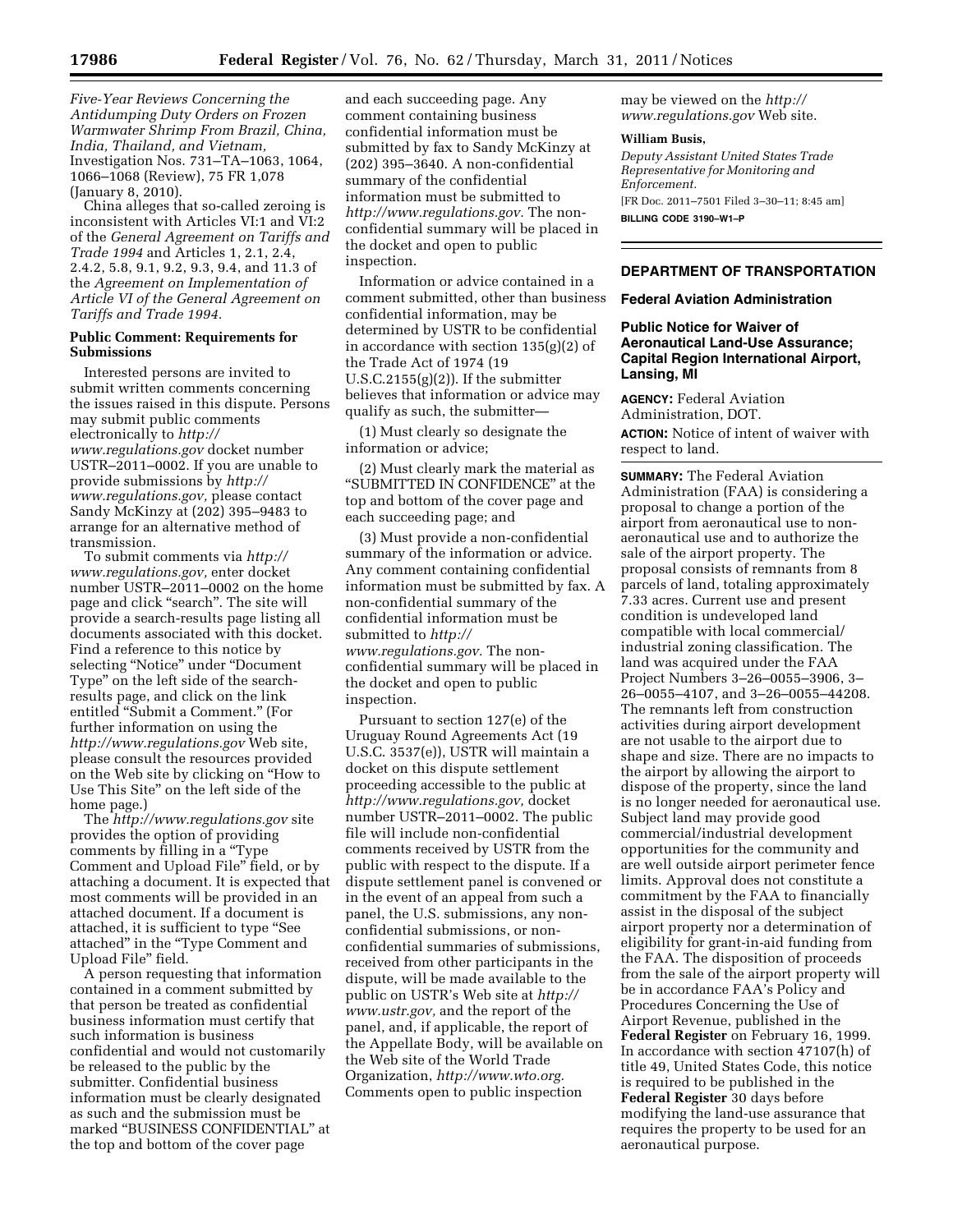*Five-Year Reviews Concerning the Antidumping Duty Orders on Frozen Warmwater Shrimp From Brazil, China, India, Thailand, and Vietnam,* Investigation Nos. 731–TA–1063, 1064, 1066–1068 (Review), 75 FR 1,078 (January 8, 2010).

China alleges that so-called zeroing is inconsistent with Articles VI:1 and VI:2 of the *General Agreement on Tariffs and Trade 1994* and Articles 1, 2.1, 2.4, 2.4.2, 5.8, 9.1, 9.2, 9.3, 9.4, and 11.3 of the *Agreement on Implementation of Article VI of the General Agreement on Tariffs and Trade 1994.*

### Public Comment: Requirements for Submissions

Interested persons are invited to submit written comments concerning the issues raised in this dispute. Persons may submit public comments electronically to *http://www.regulations.gov* docket number USTR–2011–0002. If you are unable to provide submissions by *http://www.regulations.gov,* please contact Sandy McKinzy at (202) 395–9483 to arrange for an alternative method of transmission.

To submit comments via *http://www.regulations.gov,* enter docket number USTR–2011–0002 on the home page and click "search". The site will provide a search-results page listing all documents associated with this docket. Find a reference to this notice by selecting "Notice" under "Document Type" on the left side of the search-results page, and click on the link entitled "Submit a Comment." (For further information on using the *http://www.regulations.gov* Web site, please consult the resources provided on the Web site by clicking on "How to Use This Site" on the left side of the home page.)

The *http://www.regulations.gov* site provides the option of providing comments by filling in a "Type Comment and Upload File" field, or by attaching a document. It is expected that most comments will be provided in an attached document. If a document is attached, it is sufficient to type "See attached" in the "Type Comment and Upload File" field.

A person requesting that information contained in a comment submitted by that person be treated as confidential business information must certify that such information is business confidential and would not customarily be released to the public by the submitter. Confidential business information must be clearly designated as such and the submission must be marked "BUSINESS CONFIDENTIAL" at the top and bottom of the cover page and each succeeding page. Any comment containing business confidential information must be submitted by fax to Sandy McKinzy at (202) 395–3640. A non-confidential summary of the confidential information must be submitted to *http://www.regulations.gov.* The non-confidential summary will be placed in the docket and open to public inspection.

Information or advice contained in a comment submitted, other than business confidential information, may be determined by USTR to be confidential in accordance with section 135(g)(2) of the Trade Act of 1974 (19 U.S.C.2155(g)(2)). If the submitter believes that information or advice may qualify as such, the submitter—

(1) Must clearly so designate the information or advice;

(2) Must clearly mark the material as "SUBMITTED IN CONFIDENCE" at the top and bottom of the cover page and each succeeding page; and

(3) Must provide a non-confidential summary of the information or advice. Any comment containing confidential information must be submitted by fax. A non-confidential summary of the confidential information must be submitted to *http://www.regulations.gov.* The non-confidential summary will be placed in the docket and open to public inspection.

Pursuant to section 127(e) of the Uruguay Round Agreements Act (19 U.S.C. 3537(e)), USTR will maintain a docket on this dispute settlement proceeding accessible to the public at *http://www.regulations.gov,* docket number USTR–2011–0002. The public file will include non-confidential comments received by USTR from the public with respect to the dispute. If a dispute settlement panel is convened or in the event of an appeal from such a panel, the U.S. submissions, any non-confidential submissions, or non-confidential summaries of submissions, received from other participants in the dispute, will be made available to the public on USTR's Web site at *http://www.ustr.gov,* and the report of the panel, and, if applicable, the report of the Appellate Body, will be available on the Web site of the World Trade Organization, *http://www.wto.org.* Comments open to public inspection may be viewed on the *http://www.regulations.gov* Web site.

**William Busis,**

*Deputy Assistant United States Trade Representative for Monitoring and Enforcement.*

[FR Doc. 2011–7501 Filed 3–30–11; 8:45 am]

**BILLING CODE 3190–W1–P**

---

## DEPARTMENT OF TRANSPORTATION

### Federal Aviation Administration

### Public Notice for Waiver of Aeronautical Land-Use Assurance; Capital Region International Airport, Lansing, MI

**AGENCY:** Federal Aviation Administration, DOT.

**ACTION:** Notice of intent of waiver with respect to land.

**SUMMARY:** The Federal Aviation Administration (FAA) is considering a proposal to change a portion of the airport from aeronautical use to non-aeronautical use and to authorize the sale of the airport property. The proposal consists of remnants from 8 parcels of land, totaling approximately 7.33 acres. Current use and present condition is undeveloped land compatible with local commercial/industrial zoning classification. The land was acquired under the FAA Project Numbers 3–26–0055–3906, 3–26–0055–4107, and 3–26–0055–44208. The remnants left from construction activities during airport development are not usable to the airport due to shape and size. There are no impacts to the airport by allowing the airport to dispose of the property, since the land is no longer needed for aeronautical use. Subject land may provide good commercial/industrial development opportunities for the community and are well outside airport perimeter fence limits. Approval does not constitute a commitment by the FAA to financially assist in the disposal of the subject airport property nor a determination of eligibility for grant-in-aid funding from the FAA. The disposition of proceeds from the sale of the airport property will be in accordance FAA's Policy and Procedures Concerning the Use of Airport Revenue, published in the **Federal Register** on February 16, 1999. In accordance with section 47107(h) of title 49, United States Code, this notice is required to be published in the **Federal Register** 30 days before modifying the land-use assurance that requires the property to be used for an aeronautical purpose.